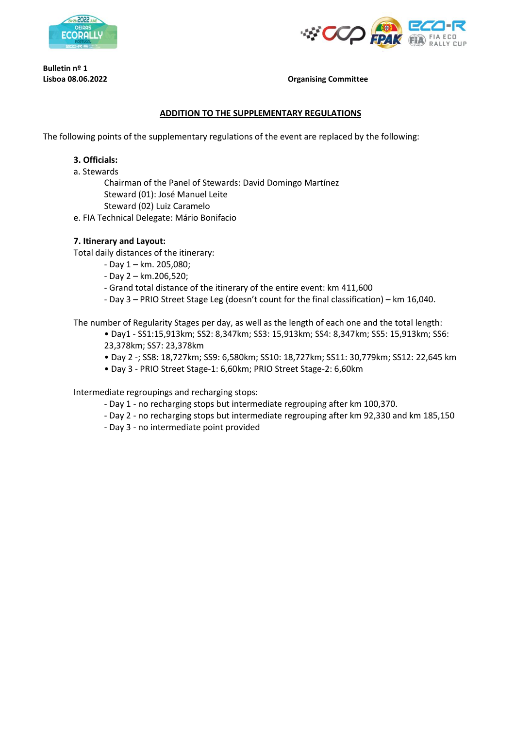**Bulletin nº 1**
**Lisboa 08.06.2022** **Organising Committee**

## ADDITION TO THE SUPPLEMENTARY REGULATIONS

The following points of the supplementary regulations of the event are replaced by the following:

**3. Officials:**

a. Stewards

Chairman of the Panel of Stewards: David Domingo Martínez
Steward (01): José Manuel Leite
Steward (02) Luiz Caramelo

e. FIA Technical Delegate: Mário Bonifacio

**7. Itinerary and Layout:**

Total daily distances of the itinerary:

- Day 1 – km. 205,080;
- Day 2 – km.206,520;
- Grand total distance of the itinerary of the entire event: km 411,600
- Day 3 – PRIO Street Stage Leg (doesn't count for the final classification) – km 16,040.

The number of Regularity Stages per day, as well as the length of each one and the total length:

- Day1 - SS1:15,913km; SS2: 8,347km; SS3: 15,913km; SS4: 8,347km; SS5: 15,913km; SS6: 23,378km; SS7: 23,378km
- Day 2 -; SS8: 18,727km; SS9: 6,580km; SS10: 18,727km; SS11: 30,779km; SS12: 22,645 km
- Day 3 - PRIO Street Stage-1: 6,60km; PRIO Street Stage-2: 6,60km

Intermediate regroupings and recharging stops:

- Day 1 - no recharging stops but intermediate regrouping after km 100,370.
- Day 2 - no recharging stops but intermediate regrouping after km 92,330 and km 185,150
- Day 3 - no intermediate point provided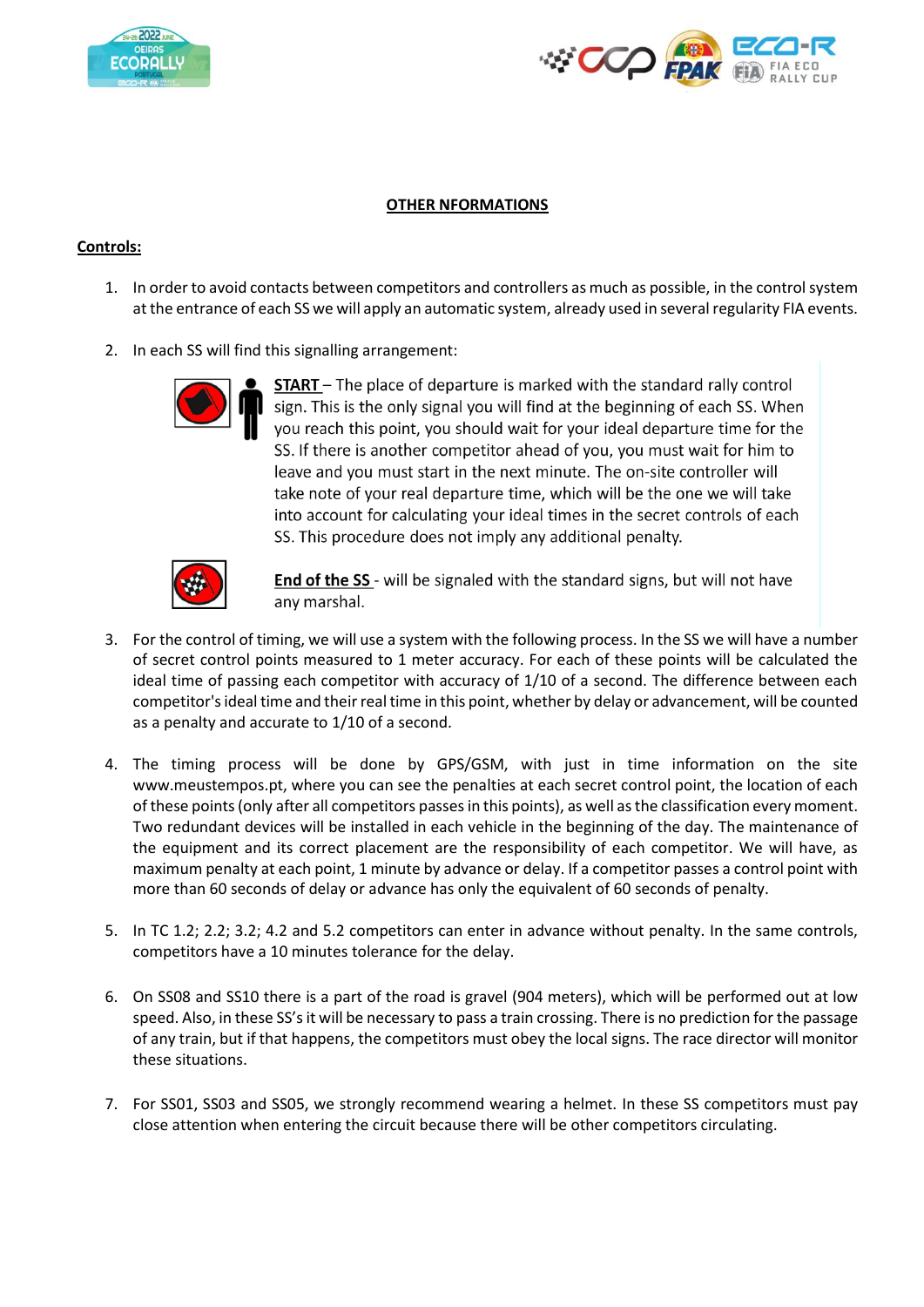**OTHER NFORMATIONS**

**Controls:**

1. In order to avoid contacts between competitors and controllers as much as possible, in the control system at the entrance of each SS we will apply an automatic system, already used in several regularity FIA events.

2. In each SS will find this signalling arrangement:

   **START** – The place of departure is marked with the standard rally control sign. This is the only signal you will find at the beginning of each SS. When you reach this point, you should wait for your ideal departure time for the SS. If there is another competitor ahead of you, you must wait for him to leave and you must start in the next minute. The on-site controller will take note of your real departure time, which will be the one we will take into account for calculating your ideal times in the secret controls of each SS. This procedure does not imply any additional penalty.

   **End of the SS** - will be signaled with the standard signs, but will not have any marshal.

3. For the control of timing, we will use a system with the following process. In the SS we will have a number of secret control points measured to 1 meter accuracy. For each of these points will be calculated the ideal time of passing each competitor with accuracy of 1/10 of a second. The difference between each competitor's ideal time and their real time in this point, whether by delay or advancement, will be counted as a penalty and accurate to 1/10 of a second.

4. The timing process will be done by GPS/GSM, with just in time information on the site www.meustempos.pt, where you can see the penalties at each secret control point, the location of each of these points (only after all competitors passes in this points), as well as the classification every moment. Two redundant devices will be installed in each vehicle in the beginning of the day. The maintenance of the equipment and its correct placement are the responsibility of each competitor. We will have, as maximum penalty at each point, 1 minute by advance or delay. If a competitor passes a control point with more than 60 seconds of delay or advance has only the equivalent of 60 seconds of penalty.

5. In TC 1.2; 2.2; 3.2; 4.2 and 5.2 competitors can enter in advance without penalty. In the same controls, competitors have a 10 minutes tolerance for the delay.

6. On SS08 and SS10 there is a part of the road is gravel (904 meters), which will be performed out at low speed. Also, in these SS's it will be necessary to pass a train crossing. There is no prediction for the passage of any train, but if that happens, the competitors must obey the local signs. The race director will monitor these situations.

7. For SS01, SS03 and SS05, we strongly recommend wearing a helmet. In these SS competitors must pay close attention when entering the circuit because there will be other competitors circulating.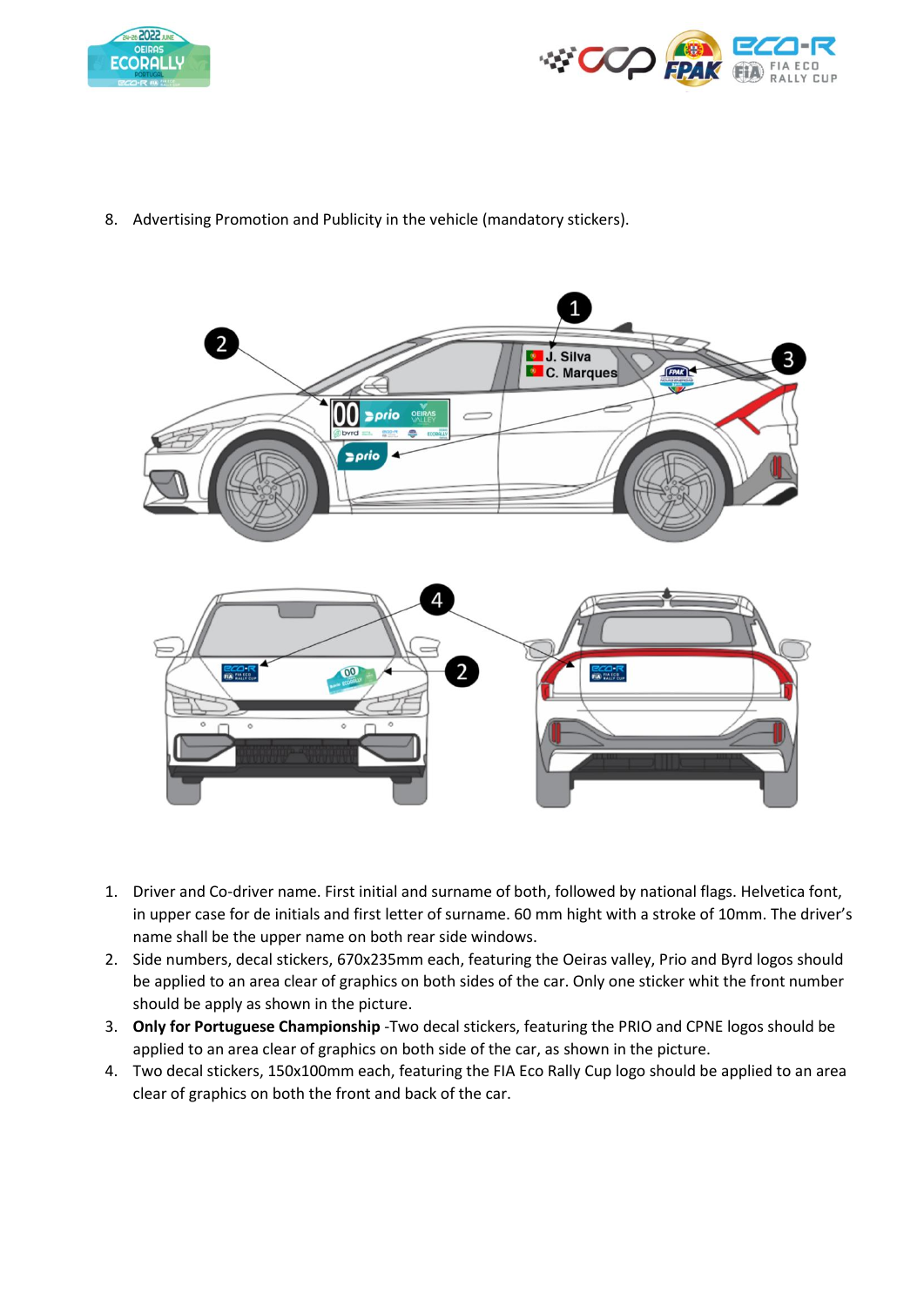8. Advertising Promotion and Publicity in the vehicle (mandatory stickers).

1. Driver and Co-driver name. First initial and surname of both, followed by national flags. Helvetica font, in upper case for de initials and first letter of surname. 60 mm hight with a stroke of 10mm. The driver's name shall be the upper name on both rear side windows.
2. Side numbers, decal stickers, 670x235mm each, featuring the Oeiras valley, Prio and Byrd logos should be applied to an area clear of graphics on both sides of the car. Only one sticker whit the front number should be apply as shown in the picture.
3. **Only for Portuguese Championship** -Two decal stickers, featuring the PRIO and CPNE logos should be applied to an area clear of graphics on both side of the car, as shown in the picture.
4. Two decal stickers, 150x100mm each, featuring the FIA Eco Rally Cup logo should be applied to an area clear of graphics on both the front and back of the car.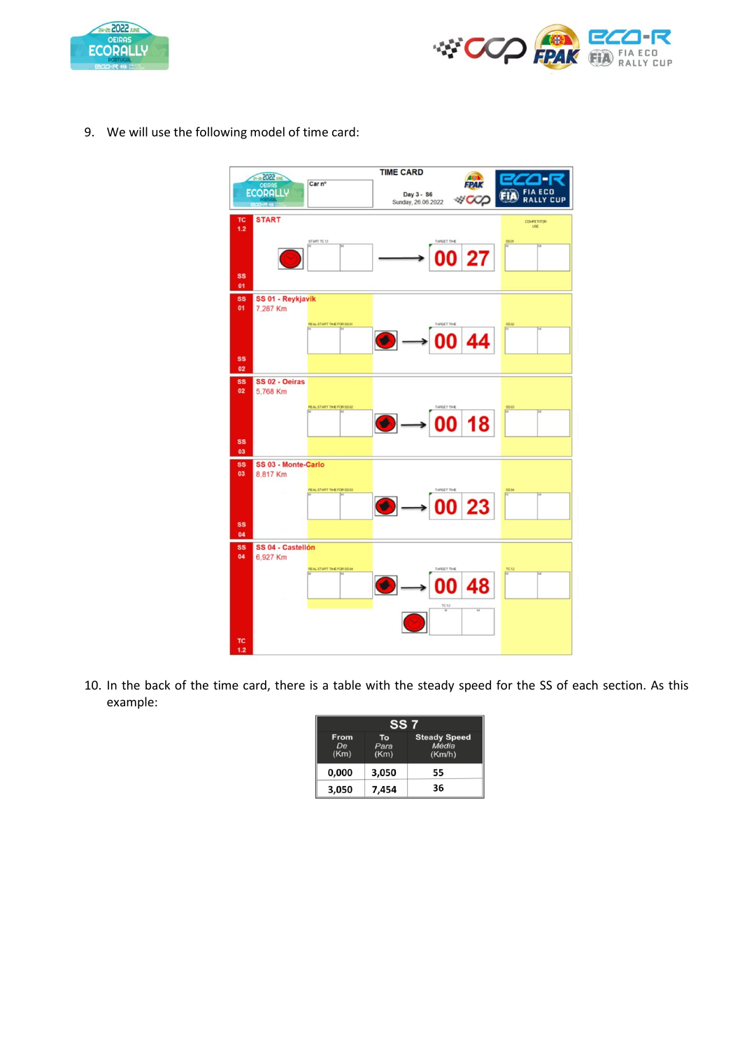9. We will use the following model of time card:

| TIME CARD | Car nº | Day 3 - S6, Sunday, 26.06.2022 | |
|---|---|---|---|
| TC 1.2 – **START** | START TC 1.1: H / M | TARGET TIME: 00 27 | SS 01: H / M |
| **SS 01 - Reykjavik** 7,287 Km | REAL START TIME FOR SS 01: H / M | TARGET TIME: 00 44 | SS 02: H / M |
| **SS 02 - Oeiras** 5,768 Km | REAL START TIME FOR SS 02: H / M | TARGET TIME: 00 18 | SS 03: H / M |
| **SS 03 - Monte-Carlo** 8,817 Km | REAL START TIME FOR SS 03: H / M | TARGET TIME: 00 23 | SS 04: H / M |
| **SS 04 - Castellón** 6,927 Km | REAL START TIME FOR SS 04: H / M | TARGET TIME: 00 48 / TC 1.2: H / M | TC 1.2: H / M |

10. In the back of the time card, there is a table with the steady speed for the SS of each section. As this example:

| SS 7 | | |
|---|---|---|
| From / *De* / (Km) | To / *Para* / (Km) | Steady Speed / *Média* / (Km/h) |
| 0,000 | 3,050 | 55 |
| 3,050 | 7,454 | 36 |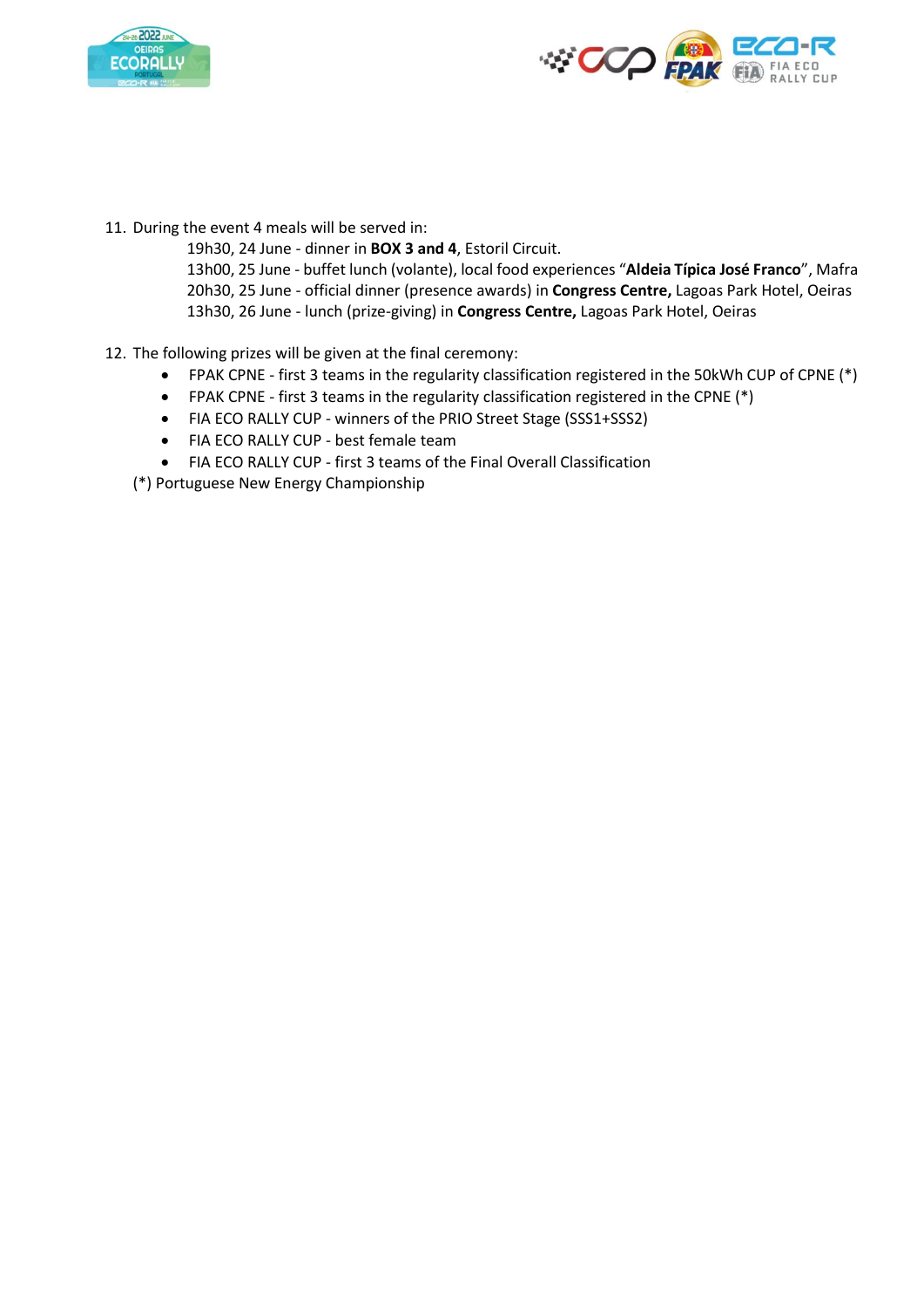11. During the event 4 meals will be served in:

    19h30, 24 June - dinner in **BOX 3 and 4**, Estoril Circuit.
    13h00, 25 June - buffet lunch (volante), local food experiences “**Aldeia Típica José Franco**”, Mafra
    20h30, 25 June - official dinner (presence awards) in **Congress Centre,** Lagoas Park Hotel, Oeiras
    13h30, 26 June - lunch (prize-giving) in **Congress Centre,** Lagoas Park Hotel, Oeiras

12. The following prizes will be given at the final ceremony:
    - FPAK CPNE - first 3 teams in the regularity classification registered in the 50kWh CUP of CPNE (*)
    - FPAK CPNE - first 3 teams in the regularity classification registered in the CPNE (*)
    - FIA ECO RALLY CUP - winners of the PRIO Street Stage (SSS1+SSS2)
    - FIA ECO RALLY CUP - best female team
    - FIA ECO RALLY CUP - first 3 teams of the Final Overall Classification

    (*) Portuguese New Energy Championship